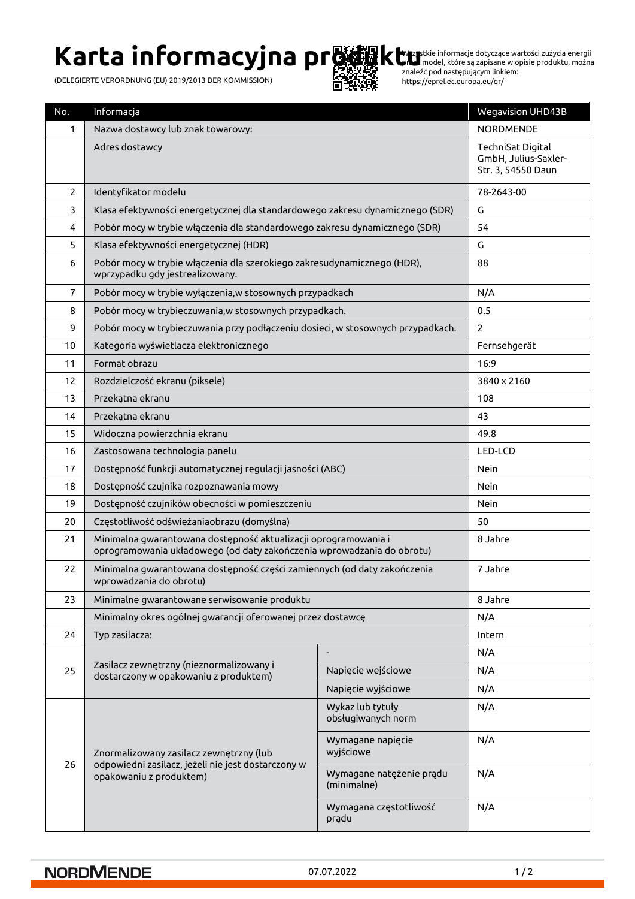# Karta informacyjna produktu

(DELEGIERTE VERORDNUNG (EU) 2019/2013 DER KOMMISSION)

Wszystkie informacje dotyczące wartości zużycia energii przez model, które są zapisane w opisie produktu, można znaleźć pod następującym linkiem: https://eprel.ec.europa.eu/qr/

| No. | Informacja | | Wegavision UHD43B |
|---|---|---|---|
| 1 | Nazwa dostawcy lub znak towarowy: | | NORDMENDE |
| | Adres dostawcy | | TechniSat Digital GmbH, Julius-Saxler-Str. 3, 54550 Daun |
| 2 | Identyfikator modelu | | 78-2643-00 |
| 3 | Klasa efektywności energetycznej dla standardowego zakresu dynamicznego (SDR) | | G |
| 4 | Pobór mocy w trybie włączenia dla standardowego zakresu dynamicznego (SDR) | | 54 |
| 5 | Klasa efektywności energetycznej (HDR) | | G |
| 6 | Pobór mocy w trybie włączenia dla szerokiego zakresudynamicznego (HDR), wprzypadku gdy jestrealizowany. | | 88 |
| 7 | Pobór mocy w trybie wyłączenia,w stosownych przypadkach | | N/A |
| 8 | Pobór mocy w trybieczuwania,w stosownych przypadkach. | | 0.5 |
| 9 | Pobór mocy w trybieczuwania przy podłączeniu dosieci, w stosownych przypadkach. | | 2 |
| 10 | Kategoria wyświetlacza elektronicznego | | Fernsehgerät |
| 11 | Format obrazu | | 16:9 |
| 12 | Rozdzielczość ekranu (piksele) | | 3840 x 2160 |
| 13 | Przekątna ekranu | | 108 |
| 14 | Przekątna ekranu | | 43 |
| 15 | Widoczna powierzchnia ekranu | | 49.8 |
| 16 | Zastosowana technologia panelu | | LED-LCD |
| 17 | Dostępność funkcji automatycznej regulacji jasności (ABC) | | Nein |
| 18 | Dostępność czujnika rozpoznawania mowy | | Nein |
| 19 | Dostępność czujników obecności w pomieszczeniu | | Nein |
| 20 | Częstotliwość odświeżaniaobrazu (domyślna) | | 50 |
| 21 | Minimalna gwarantowana dostępność aktualizacji oprogramowania i oprogramowania układowego (od daty zakończenia wprowadzania do obrotu) | | 8 Jahre |
| 22 | Minimalna gwarantowana dostępność części zamiennych (od daty zakończenia wprowadzania do obrotu) | | 7 Jahre |
| 23 | Minimalne gwarantowane serwisowanie produktu | | 8 Jahre |
| | Minimalny okres ogólnej gwarancji oferowanej przez dostawcę | | N/A |
| 24 | Typ zasilacza: | | Intern |
| 25 | Zasilacz zewnętrzny (nieznormalizowany i dostarczony w opakowaniu z produktem) | - | N/A |
| | | Napięcie wejściowe | N/A |
| | | Napięcie wyjściowe | N/A |
| 26 | Znormalizowany zasilacz zewnętrzny (lub odpowiedni zasilacz, jeżeli nie jest dostarczony w opakowaniu z produktem) | Wykaz lub tytuły obsługiwanych norm | N/A |
| | | Wymagane napięcie wyjściowe | N/A |
| | | Wymagane natężenie prądu (minimalne) | N/A |
| | | Wymagana częstotliwość prądu | N/A |

NORDMENDE 07.07.2022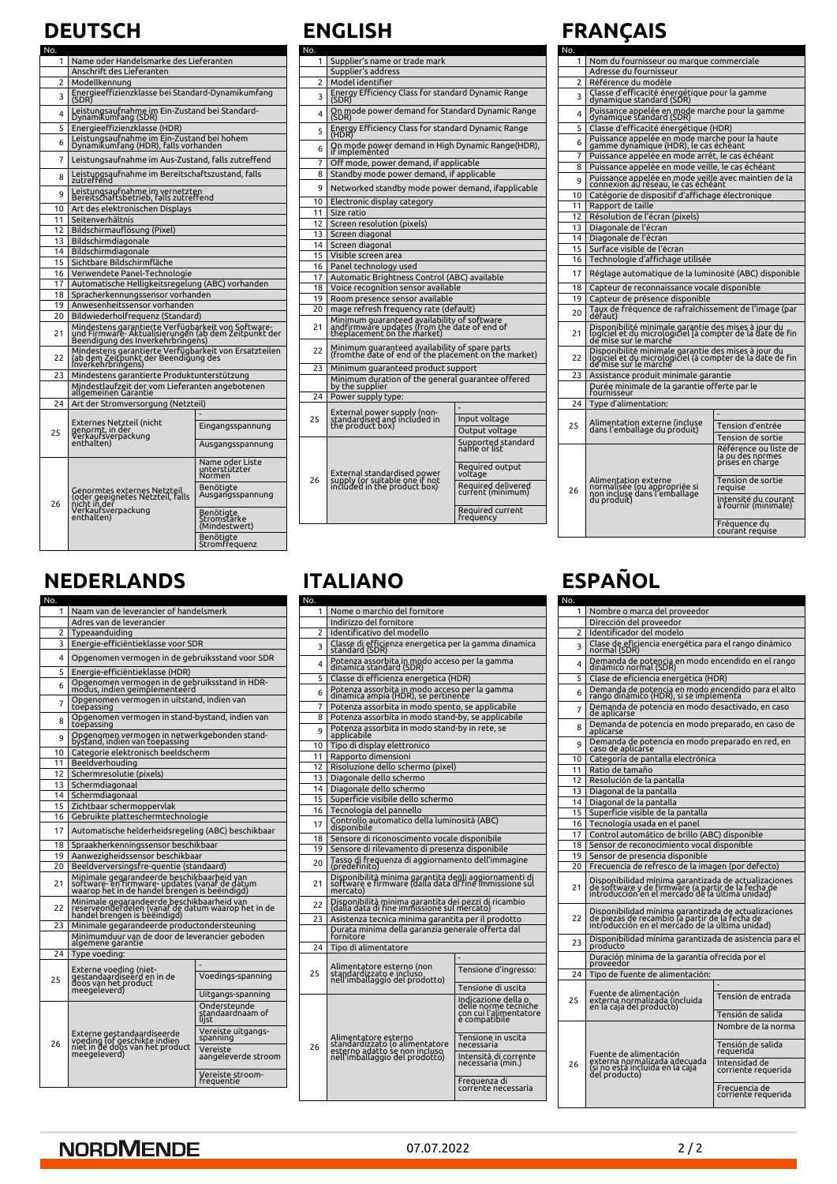# DEUTSCH

| No. | | |
|---|---|---|
| 1 | Name oder Handelsmarke des Lieferanten | |
| | Anschrift des Lieferanten | |
| 2 | Modellkennung | |
| 3 | Energieeffizienzklasse bei Standard-Dynamikumfang (SDR) | |
| 4 | Leistungsaufnahme im Ein-Zustand bei Standard-Dynamikumfang (SDR) | |
| 5 | Energieeffizienzklasse (HDR) | |
| 6 | Leistungsaufnahme im Ein-Zustand bei hohem Dynamikumfang (HDR), falls vorhanden | |
| 7 | Leistungsaufnahme im Aus-Zustand, falls zutreffend | |
| 8 | Leistungsaufnahme im Bereitschaftszustand, falls zutreffend | |
| 9 | Leistungsaufnahme im vernetzten Bereitschaftsbetrieb, falls zutreffend | |
| 10 | Art des elektronischen Displays | |
| 11 | Seitenverhältnis | |
| 12 | Bildschirmauflösung (Pixel) | |
| 13 | Bildschirmdiagonale | |
| 14 | Bildschirmdiagonale | |
| 15 | Sichtbare Bildschirmfläche | |
| 16 | Verwendete Panel-Technologie | |
| 17 | Automatische Helligkeitsregelung (ABC) vorhanden | |
| 18 | Spracherkennungssensor vorhanden | |
| 19 | Anwesenheitssensor vorhanden | |
| 20 | Bildwiederholfrequenz (Standard) | |
| 21 | Mindestens garantierte Verfügbarkeit von Software- und Firmware- Aktualisierungen (ab dem Zeitpunkt der Beendigung des Inverkehrbringens) | |
| 22 | Mindestens garantierte Verfügbarkeit von Ersatzteilen (ab dem Zeitpunkt der Beendigung des Inverkehrbringens) | |
| 23 | Mindestens garantierte Produktunterstützung | |
| | Mindestlaufzeit der vom Lieferanten angebotenen allgemeinen Garantie | |
| 24 | Art der Stromversorgung (Netzteil) | |
| 25 | Externes Netzteil (nicht genormt, in der Verkaufsverpackung enthalten) | - |
| | | Eingangsspannung |
| | | Ausgangsspannung |
| 26 | Genormtes externes Netzteil (oder geeignetes Netzteil, falls nicht in der Verkaufsverpackung enthalten) | Name oder Liste unterstützter Normen |
| | | Benötigte Ausgangsspannung |
| | | Benötigte Stromstärke (Mindestwert) |
| | | Benötigte Stromfrequenz |

# ENGLISH

| No. | | |
|---|---|---|
| 1 | Supplier's name or trade mark | |
| | Supplier's address | |
| 2 | Model identifier | |
| 3 | Energy Efficiency Class for standard Dynamic Range (SDR) | |
| 4 | On mode power demand for Standard Dynamic Range (SDR) | |
| 5 | Energy Efficiency Class for standard Dynamic Range (HDR) | |
| 6 | On mode power demand in High Dynamic Range(HDR), if implemented | |
| 7 | Off mode, power demand, if applicable | |
| 8 | Standby mode power demand, if applicable | |
| 9 | Networked standby mode power demand, ifapplicable | |
| 10 | Electronic display category | |
| 11 | Size ratio | |
| 12 | Screen resolution (pixels) | |
| 13 | Screen diagonal | |
| 14 | Screen diagonal | |
| 15 | Visible screen area | |
| 16 | Panel technology used | |
| 17 | Automatic Brightness Control (ABC) available | |
| 18 | Voice recognition sensor available | |
| 19 | Room presence sensor available | |
| 20 | mage refresh frequency rate (default) | |
| 21 | Minimum guaranteed availability of software andfirmware updates (from the date of end of theplacement on the market) | |
| 22 | Minimum guaranteed availability of spare parts (fromthe date of end of the placement on the market) | |
| 23 | Minimum guaranteed product support | |
| | Minimum duration of the general guarantee offered by the supplier | |
| 24 | Power supply type: | |
| 25 | External power supply (non-standardised and included in the product box) | - |
| | | Input voltage |
| | | Output voltage |
| 26 | External standardised power supply (or suitable one if not included in the product box) | Supported standard name or list |
| | | Required output voltage |
| | | Required delivered current (minimum) |
| | | Required current frequency |

# FRANÇAIS

| No. | | |
|---|---|---|
| 1 | Nom du fournisseur ou marque commerciale | |
| | Adresse du fournisseur | |
| 2 | Référence du modèle | |
| 3 | Classe d'efficacité énergétique pour la gamme dynamique standard (SDR) | |
| 4 | Puissance appelée en mode marche pour la gamme dynamique standard (SDR) | |
| 5 | Classe d'efficacité énergétique (HDR) | |
| 6 | Puissance appelée en mode marche pour la haute gamme dynamique (HDR), le cas échéant | |
| 7 | Puissance appelée en mode arrêt, le cas échéant | |
| 8 | Puissance appelée en mode veille, le cas échéant | |
| 9 | Puissance appelée en mode veille avec maintien de la connexion au réseau, le cas échéant | |
| 10 | Catégorie de dispositif d'affichage électronique | |
| 11 | Rapport de taille | |
| 12 | Résolution de l'écran (pixels) | |
| 13 | Diagonale de l'écran | |
| 14 | Diagonale de l'écran | |
| 15 | Surface visible de l'écran | |
| 16 | Technologie d'affichage utilisée | |
| 17 | Réglage automatique de la luminosité (ABC) disponible | |
| 18 | Capteur de reconnaissance vocale disponible | |
| 19 | Capteur de présence disponible | |
| 20 | Taux de fréquence de rafraîchissement de l'image (par défaut) | |
| 21 | Disponibilité minimale garantie des mises à jour du logiciel et du micrologiciel (à compter de la date de fin de mise sur le marché | |
| 22 | Disponibilité minimale garantie des mises à jour du logiciel et du micrologiciel (à compter de la date de fin de mise sur le marché | |
| 23 | Assistance produit minimale garantie | |
| | Durée minimale de la garantie offerte par le fournisseur | |
| 24 | Type d'alimentation: | |
| 25 | Alimentation externe (incluse dans l'emballage du produit) | - |
| | | Tension d'entrée |
| | | Tension de sortie |
| 26 | Alimentation externe normalisée (ou appropriée si non incluse dans l'emballage du produit) | Référence ou liste de la ou des normes prises en charge |
| | | Tension de sortie requise |
| | | Intensité du courant à fournir (minimale) |
| | | Fréquence du courant requise |

# NEDERLANDS

| No. | | |
|---|---|---|
| 1 | Naam van de leverancier of handelsmerk | |
| | Adres van de leverancier | |
| 2 | Typeaanduiding | |
| 3 | Energie-efficiëntieklasse voor SDR | |
| 4 | Opgenomen vermogen in de gebruiksstand voor SDR | |
| 5 | Energie-efficiëntieklasse (HDR) | |
| 6 | Opgenomen vermogen in de gebruiksstand in HDR-modus, indien geïmplementeerd | |
| 7 | Opgenomen vermogen in uitstand, indien van toepassing | |
| 8 | Opgenomen vermogen in stand-bystand, indien van toepassing | |
| 9 | Opgenomen vermogen in netwerkgebonden stand-bystand, indien van toepassing | |
| 10 | Categorie elektronisch beeldscherm | |
| 11 | Beeldverhouding | |
| 12 | Schermresolutie (pixels) | |
| 13 | Schermdiagonaal | |
| 14 | Schermdiagonaal | |
| 15 | Zichtbaar schermoppervlak | |
| 16 | Gebruikte platteschermtechnologie | |
| 17 | Automatische helderheidsregeling (ABC) beschikbaar | |
| 18 | Spraakherkenningssensor beschikbaar | |
| 19 | Aanwezigheidssensor beschikbaar | |
| 20 | Beeldverversingsfre-quentie (standaard) | |
| 21 | Minimale gegarandeerde beschikbaarheid van software- en firmware- updates (vanaf de datum waarop het in de handel brengen is beëindigd) | |
| 22 | Minimale gegarandeerde beschikbaarheid van reserveonderdelen (vanaf de datum waarop het in de handel brengen is beëindigd) | |
| 23 | Minimale gegarandeerde productondersteuning | |
| | Minimumduur van de door de leverancier geboden algemene garantie | |
| 24 | Type voeding: | |
| 25 | Externe voeding (niet-gestandaardiseerd en in de doos van het product meegeleverd) | - |
| | | Voedings-spanning |
| | | Uitgangs-spanning |
| 26 | Externe gestandaardiseerde voeding (of geschikte indien niet in de doos van het product meegeleverd) | Ondersteunde standaardnaam of lijst |
| | | Vereiste uitgangs-spanning |
| | | Vereiste aangeleverde stroom |
| | | Vereiste stroom-frequentie |

# ITALIANO

| No. | | |
|---|---|---|
| 1 | Nome o marchio del fornitore | |
| | Indirizzo del fornitore | |
| 2 | Identificativo del modello | |
| 3 | Classe di efficienza energetica per la gamma dinamica standard (SDR) | |
| 4 | Potenza assorbita in modo acceso per la gamma dinamica standard (SDR) | |
| 5 | Classe di efficienza energetica (HDR) | |
| 6 | Potenza assorbita in modo acceso per la gamma dinamica ampia (HDR), se pertinente | |
| 7 | Potenza assorbita in modo spento, se applicabile | |
| 8 | Potenza assorbita in modo stand-by, se applicabile | |
| 9 | Potenza assorbita in modo stand-by in rete, se applicabile | |
| 10 | Tipo di display elettronico | |
| 11 | Rapporto dimensioni | |
| 12 | Risoluzione dello schermo (pixel) | |
| 13 | Diagonale dello schermo | |
| 14 | Diagonale dello schermo | |
| 15 | Superficie visibile dello schermo | |
| 16 | Tecnologia del pannello | |
| 17 | Controllo automatico della luminosità (ABC) disponibile | |
| 18 | Sensore di riconoscimento vocale disponibile | |
| 19 | Sensore di rilevamento di presenza disponibile | |
| 20 | Tasso di frequenza di aggiornamento dell'immagine (predefinito) | |
| 21 | Disponibilità minima garantita degli aggiornamenti di software e firmware (dalla data di fine immissione sul mercato) | |
| 22 | Disponibilità minima garantita dei pezzi di ricambio (dalla data di fine immissione sul mercato) | |
| 23 | Asistenza tecnica minima garantita per il prodotto | |
| | Durata minima della garanzia generale offerta dal fornitore | |
| 24 | Tipo di alimentatore | |
| 25 | Alimentatore esterno (non standardizzato e incluso nell'imballaggio del prodotto) | - |
| | | Tensione d'ingresso: |
| | | Tensione di uscita |
| 26 | Alimentatore esterno standardizzato (o alimentatore esterno adatto se non incluso nell'imballaggio del prodotto) | Indicazione della o delle norme tecniche con cui l'alimentatore è compatibile |
| | | Tensione in uscita necessaria |
| | | Intensità di corrente necessaria (min.) |
| | | Frequenza di corrente necessaria |

# ESPAÑOL

| No. | | |
|---|---|---|
| 1 | Nombre o marca del proveedor | |
| | Dirección del proveedor | |
| 2 | Identificador del modelo | |
| 3 | Clase de eficiencia energética para el rango dinámico normal (SDR) | |
| 4 | Demanda de potencia en modo encendido en el rango dinámico normal (SDR) | |
| 5 | Clase de eficiencia energética (HDR) | |
| 6 | Demanda de potencia en modo encendido para el alto rango dinámico (HDR), si se implementa | |
| 7 | Demanda de potencia en modo desactivado, en caso de aplicarse | |
| 8 | Demanda de potencia en modo preparado, en caso de aplicarse | |
| 9 | Demanda de potencia en modo preparado en red, en caso de aplicarse | |
| 10 | Categoría de pantalla electrónica | |
| 11 | Ratio de tamaño | |
| 12 | Resolución de la pantalla | |
| 13 | Diagonal de la pantalla | |
| 14 | Diagonal de la pantalla | |
| 15 | Superficie visible de la pantalla | |
| 16 | Tecnología usada en el panel | |
| 17 | Control automático de brillo (ABC) disponible | |
| 18 | Sensor de reconocimiento vocal disponible | |
| 19 | Sensor de presencia disponible | |
| 20 | Frecuencia de refresco de la imagen (por defecto) | |
| 21 | Disponibilidad mínima garantizada de actualizaciones de software y de firmware (a partir de la fecha de introducción en el mercado de la última unidad) | |
| 22 | Disponibilidad mínima garantizada de actualizaciones de piezas de recambio (a partir de la fecha de introducción en el mercado de la última unidad) | |
| 23 | Disponibilidad mínima garantizada de asistencia para el producto | |
| | Duración mínima de la garantía ofrecida por el proveedor | |
| 24 | Tipo de fuente de alimentación: | |
| 25 | Fuente de alimentación externa normalizada (incluida en la caja del producto) | - |
| | | Tensión de entrada |
| | | Tensión de salida |
| 26 | Fuente de alimentación externa normalizada adecuada (si no está incluida en la caja del producto) | Nombre de la norma |
| | | Tensión de salida requerida |
| | | Intensidad de corriente requerida |
| | | Frecuencia de corriente requerida |

NORDMENDE

07.07.2022